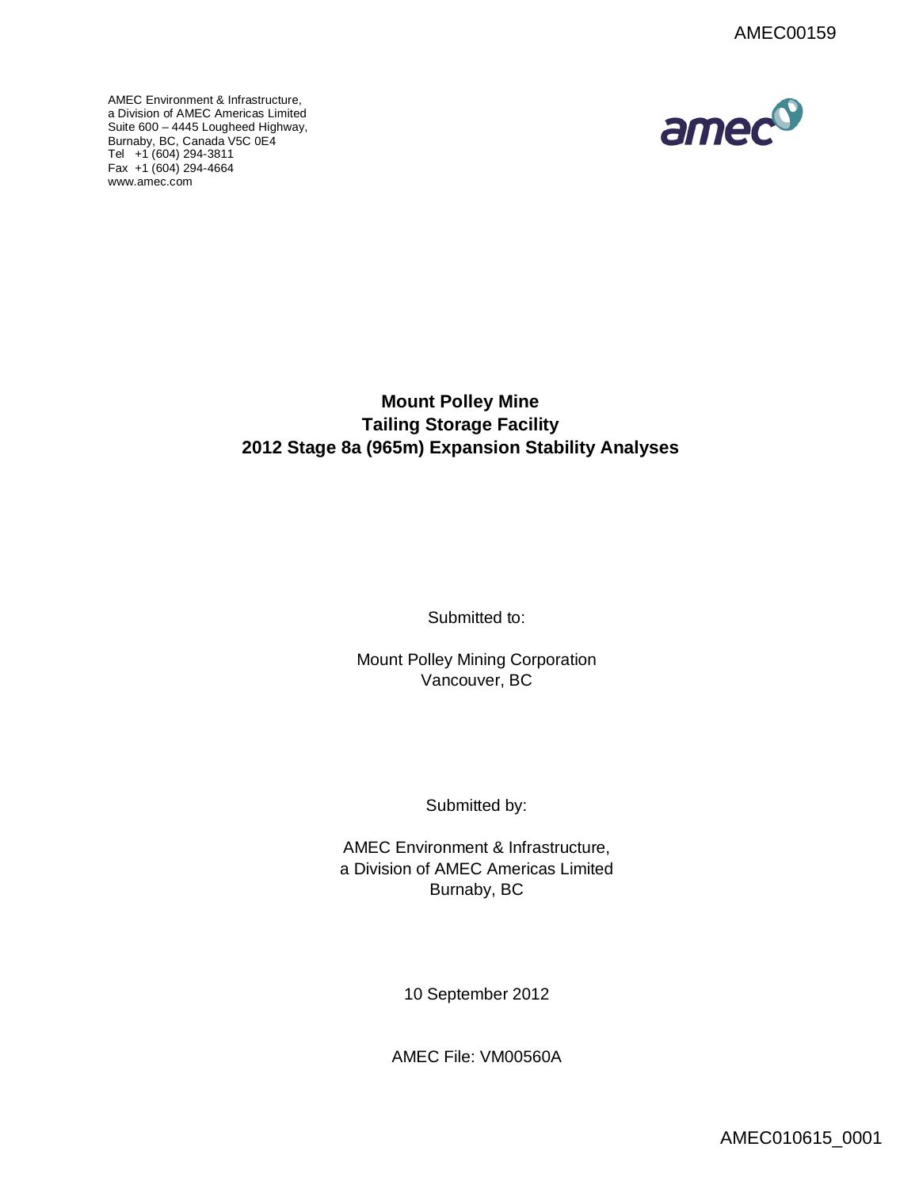AMEC00159

AMEC Environment & Infrastructure,
a Division of AMEC Americas Limited
Suite 600 – 4445 Lougheed Highway,
Burnaby, BC, Canada V5C 0E4
Tel +1 (604) 294-3811
Fax +1 (604) 294-4664
www.amec.com

# Mount Polley Mine
# Tailing Storage Facility
# 2012 Stage 8a (965m) Expansion Stability Analyses

Submitted to:

Mount Polley Mining Corporation
Vancouver, BC

Submitted by:

AMEC Environment & Infrastructure,
a Division of AMEC Americas Limited
Burnaby, BC

10 September 2012

AMEC File: VM00560A

AMEC010615_0001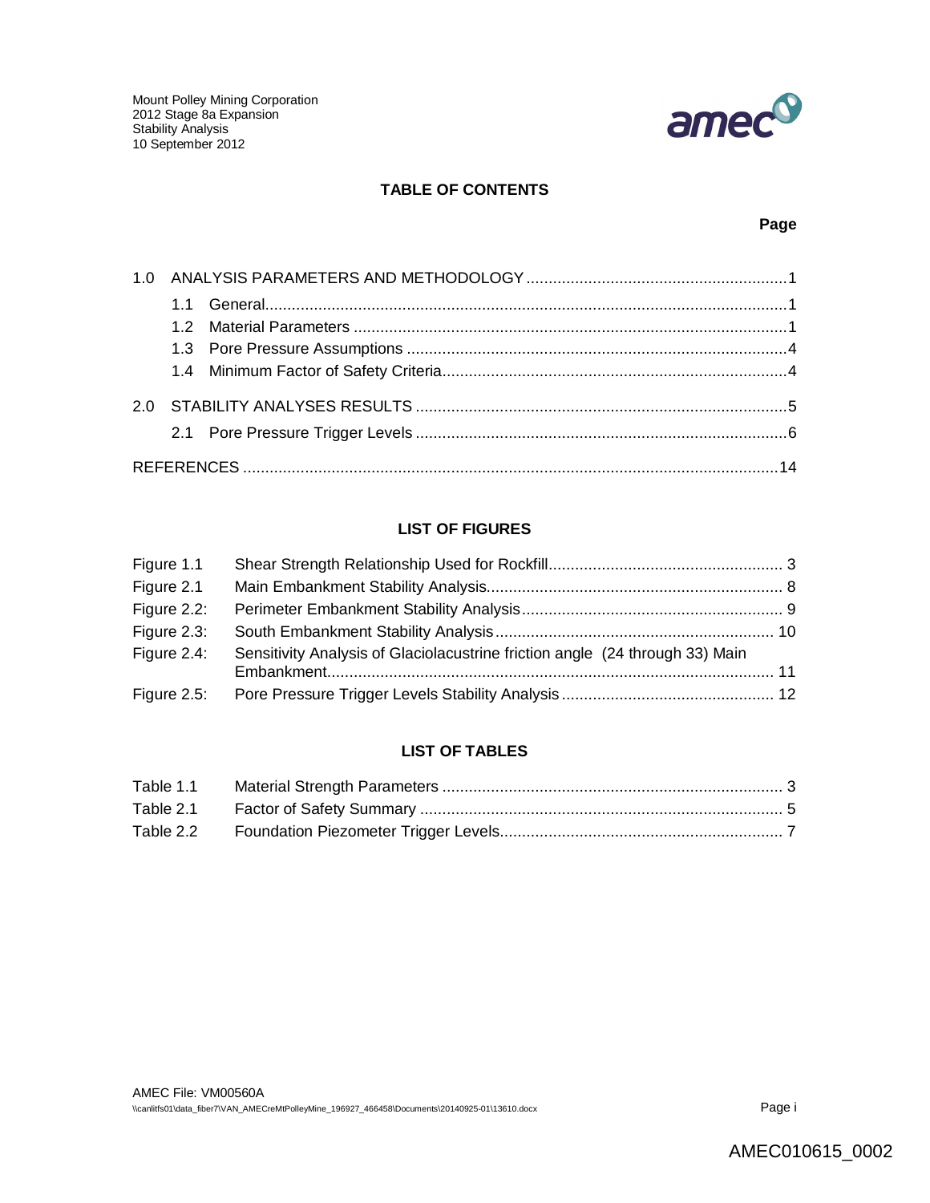## TABLE OF CONTENTS

**Page**

1.0 ANALYSIS PARAMETERS AND METHODOLOGY .......... 1
- 1.1 General .......... 1
- 1.2 Material Parameters .......... 1
- 1.3 Pore Pressure Assumptions .......... 4
- 1.4 Minimum Factor of Safety Criteria .......... 4

2.0 STABILITY ANALYSES RESULTS .......... 5
- 2.1 Pore Pressure Trigger Levels .......... 6

REFERENCES .......... 14

## LIST OF FIGURES

| | | |
|---|---|---|
| Figure 1.1 | Shear Strength Relationship Used for Rockfill | 3 |
| Figure 2.1 | Main Embankment Stability Analysis | 8 |
| Figure 2.2: | Perimeter Embankment Stability Analysis | 9 |
| Figure 2.3: | South Embankment Stability Analysis | 10 |
| Figure 2.4: | Sensitivity Analysis of Glaciolacustrine friction angle (24 through 33) Main Embankment | 11 |
| Figure 2.5: | Pore Pressure Trigger Levels Stability Analysis | 12 |

## LIST OF TABLES

| | | |
|---|---|---|
| Table 1.1 | Material Strength Parameters | 3 |
| Table 2.1 | Factor of Safety Summary | 5 |
| Table 2.2 | Foundation Piezometer Trigger Levels | 7 |

AMEC010615_0002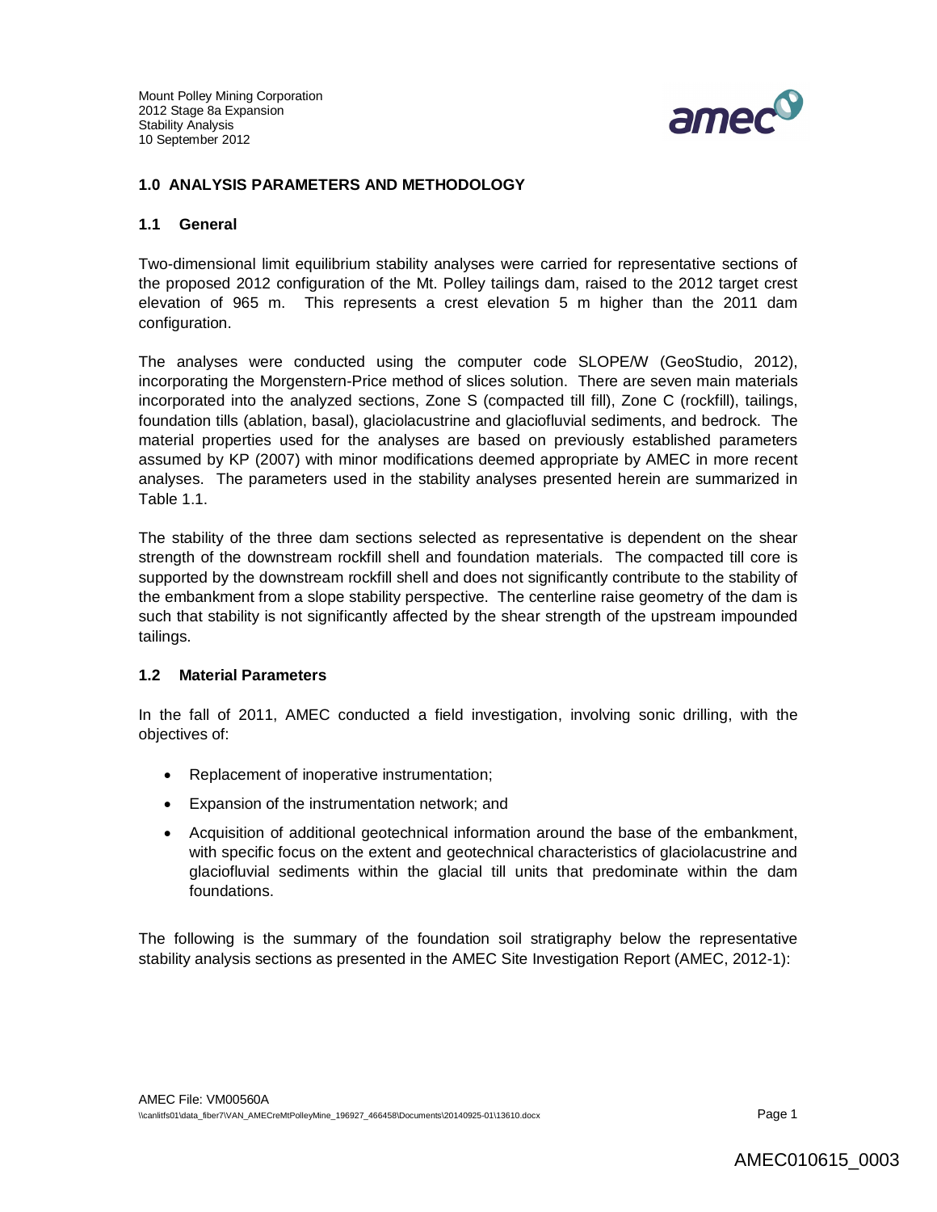## 1.0 ANALYSIS PARAMETERS AND METHODOLOGY

### 1.1 General

Two-dimensional limit equilibrium stability analyses were carried for representative sections of the proposed 2012 configuration of the Mt. Polley tailings dam, raised to the 2012 target crest elevation of 965 m. This represents a crest elevation 5 m higher than the 2011 dam configuration.

The analyses were conducted using the computer code SLOPE/W (GeoStudio, 2012), incorporating the Morgenstern-Price method of slices solution. There are seven main materials incorporated into the analyzed sections, Zone S (compacted till fill), Zone C (rockfill), tailings, foundation tills (ablation, basal), glaciolacustrine and glaciofluvial sediments, and bedrock. The material properties used for the analyses are based on previously established parameters assumed by KP (2007) with minor modifications deemed appropriate by AMEC in more recent analyses. The parameters used in the stability analyses presented herein are summarized in Table 1.1.

The stability of the three dam sections selected as representative is dependent on the shear strength of the downstream rockfill shell and foundation materials. The compacted till core is supported by the downstream rockfill shell and does not significantly contribute to the stability of the embankment from a slope stability perspective. The centerline raise geometry of the dam is such that stability is not significantly affected by the shear strength of the upstream impounded tailings.

### 1.2 Material Parameters

In the fall of 2011, AMEC conducted a field investigation, involving sonic drilling, with the objectives of:

- Replacement of inoperative instrumentation;
- Expansion of the instrumentation network; and
- Acquisition of additional geotechnical information around the base of the embankment, with specific focus on the extent and geotechnical characteristics of glaciolacustrine and glaciofluvial sediments within the glacial till units that predominate within the dam foundations.

The following is the summary of the foundation soil stratigraphy below the representative stability analysis sections as presented in the AMEC Site Investigation Report (AMEC, 2012-1):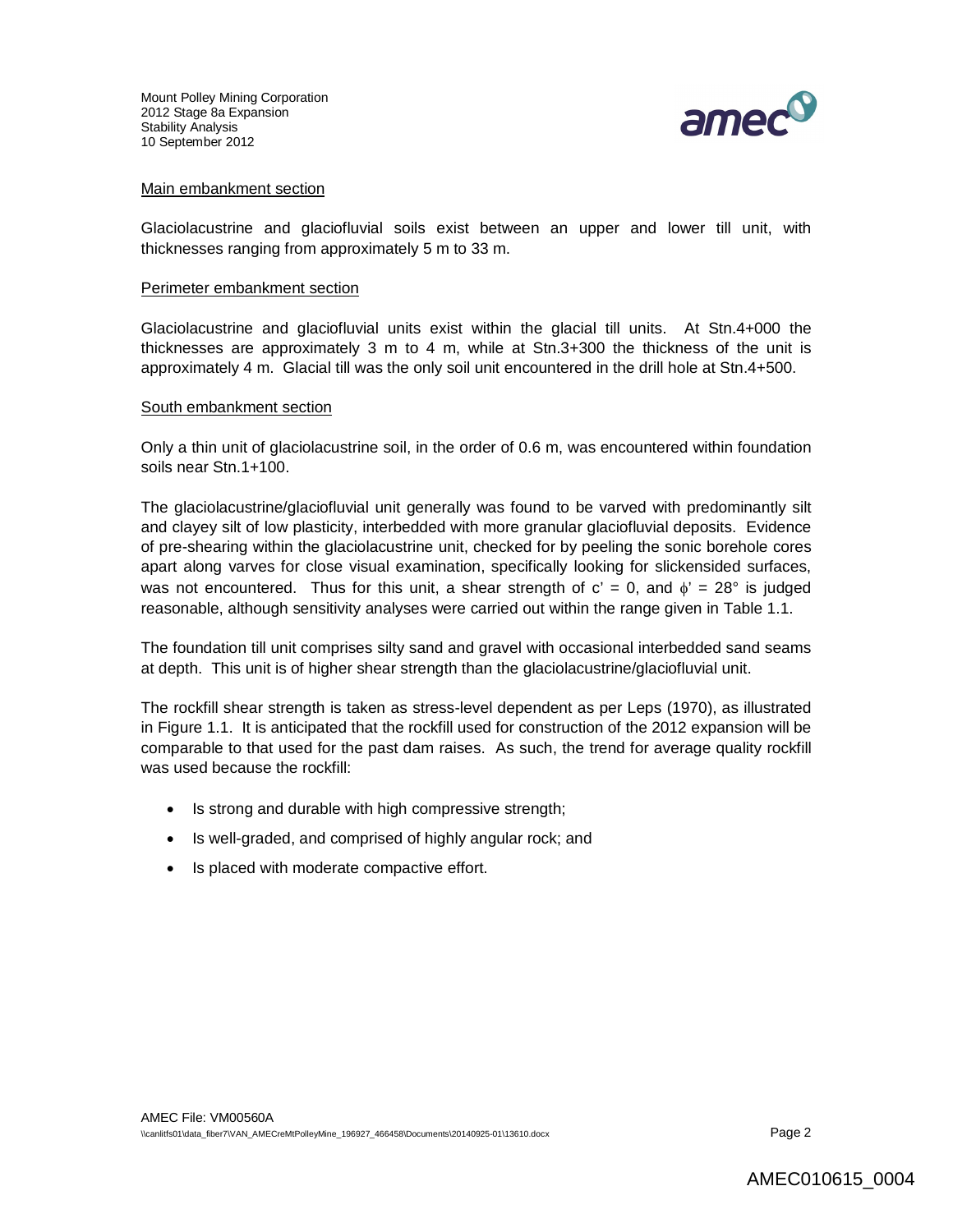Main embankment section

Glaciolacustrine and glaciofluvial soils exist between an upper and lower till unit, with thicknesses ranging from approximately 5 m to 33 m.

Perimeter embankment section

Glaciolacustrine and glaciofluvial units exist within the glacial till units. At Stn.4+000 the thicknesses are approximately 3 m to 4 m, while at Stn.3+300 the thickness of the unit is approximately 4 m. Glacial till was the only soil unit encountered in the drill hole at Stn.4+500.

South embankment section

Only a thin unit of glaciolacustrine soil, in the order of 0.6 m, was encountered within foundation soils near Stn.1+100.

The glaciolacustrine/glaciofluvial unit generally was found to be varved with predominantly silt and clayey silt of low plasticity, interbedded with more granular glaciofluvial deposits. Evidence of pre-shearing within the glaciolacustrine unit, checked for by peeling the sonic borehole cores apart along varves for close visual examination, specifically looking for slickensided surfaces, was not encountered. Thus for this unit, a shear strength of $c' = 0$, and $\phi' = 28°$ is judged reasonable, although sensitivity analyses were carried out within the range given in Table 1.1.

The foundation till unit comprises silty sand and gravel with occasional interbedded sand seams at depth. This unit is of higher shear strength than the glaciolacustrine/glaciofluvial unit.

The rockfill shear strength is taken as stress-level dependent as per Leps (1970), as illustrated in Figure 1.1. It is anticipated that the rockfill used for construction of the 2012 expansion will be comparable to that used for the past dam raises. As such, the trend for average quality rockfill was used because the rockfill:

- Is strong and durable with high compressive strength;
- Is well-graded, and comprised of highly angular rock; and
- Is placed with moderate compactive effort.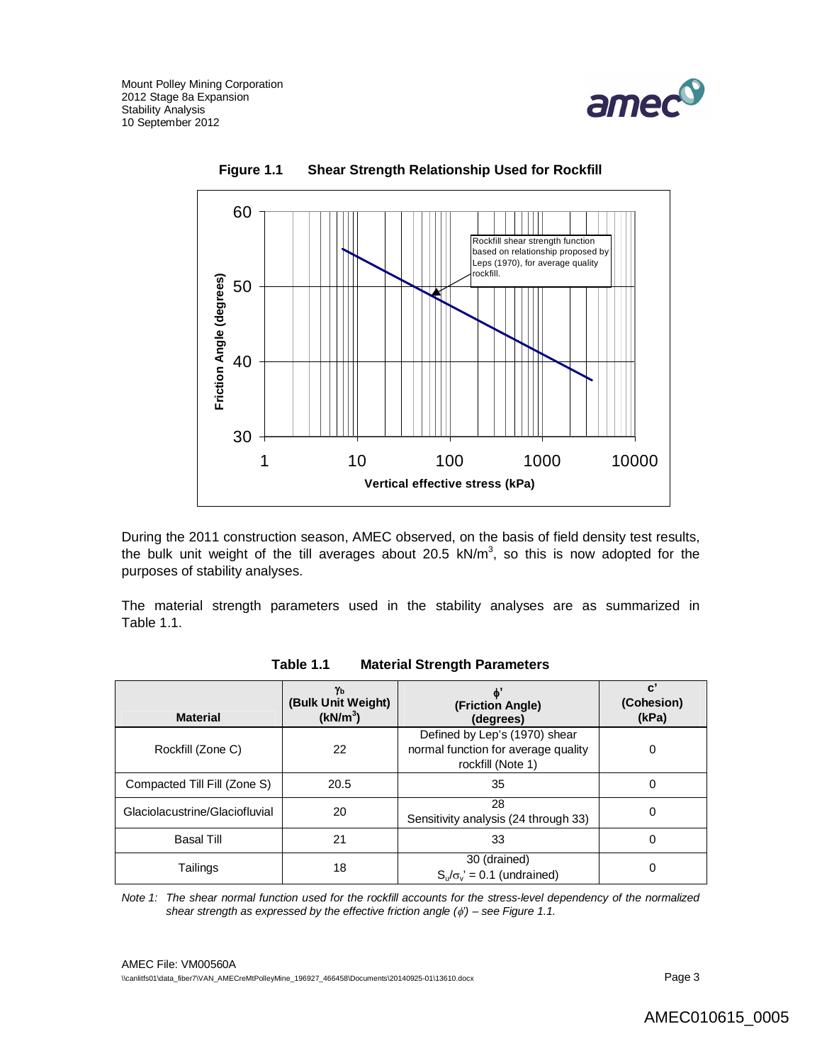**Figure 1.1 Shear Strength Relationship Used for Rockfill**

During the 2011 construction season, AMEC observed, on the basis of field density test results, the bulk unit weight of the till averages about 20.5 kN/m$^3$, so this is now adopted for the purposes of stability analyses.

The material strength parameters used in the stability analyses are as summarized in Table 1.1.

**Table 1.1 Material Strength Parameters**

| Material | $\gamma_b$ (Bulk Unit Weight) (kN/m$^3$) | $\phi'$ (Friction Angle) (degrees) | c' (Cohesion) (kPa) |
|---|---|---|---|
| Rockfill (Zone C) | 22 | Defined by Lep's (1970) shear normal function for average quality rockfill (Note 1) | 0 |
| Compacted Till Fill (Zone S) | 20.5 | 35 | 0 |
| Glaciolacustrine/Glaciofluvial | 20 | 28<br>Sensitivity analysis (24 through 33) | 0 |
| Basal Till | 21 | 33 | 0 |
| Tailings | 18 | 30 (drained)<br>$S_u/\sigma_v' = 0.1$ (undrained) | 0 |

*Note 1: The shear normal function used for the rockfill accounts for the stress-level dependency of the normalized shear strength as expressed by the effective friction angle ($\phi'$) – see Figure 1.1.*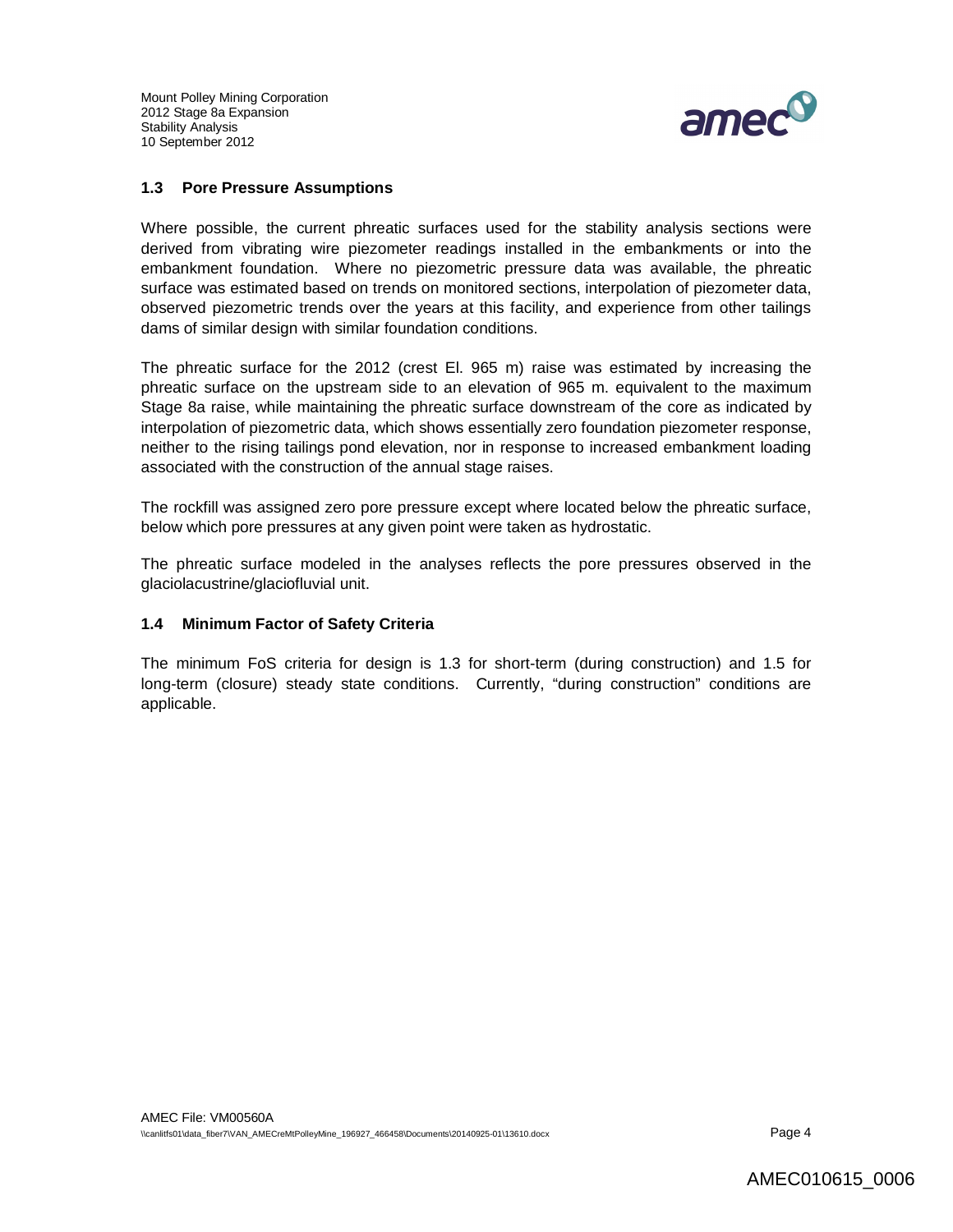### 1.3 Pore Pressure Assumptions

Where possible, the current phreatic surfaces used for the stability analysis sections were derived from vibrating wire piezometer readings installed in the embankments or into the embankment foundation. Where no piezometric pressure data was available, the phreatic surface was estimated based on trends on monitored sections, interpolation of piezometer data, observed piezometric trends over the years at this facility, and experience from other tailings dams of similar design with similar foundation conditions.

The phreatic surface for the 2012 (crest El. 965 m) raise was estimated by increasing the phreatic surface on the upstream side to an elevation of 965 m. equivalent to the maximum Stage 8a raise, while maintaining the phreatic surface downstream of the core as indicated by interpolation of piezometric data, which shows essentially zero foundation piezometer response, neither to the rising tailings pond elevation, nor in response to increased embankment loading associated with the construction of the annual stage raises.

The rockfill was assigned zero pore pressure except where located below the phreatic surface, below which pore pressures at any given point were taken as hydrostatic.

The phreatic surface modeled in the analyses reflects the pore pressures observed in the glaciolacustrine/glaciofluvial unit.

### 1.4 Minimum Factor of Safety Criteria

The minimum FoS criteria for design is 1.3 for short-term (during construction) and 1.5 for long-term (closure) steady state conditions. Currently, "during construction" conditions are applicable.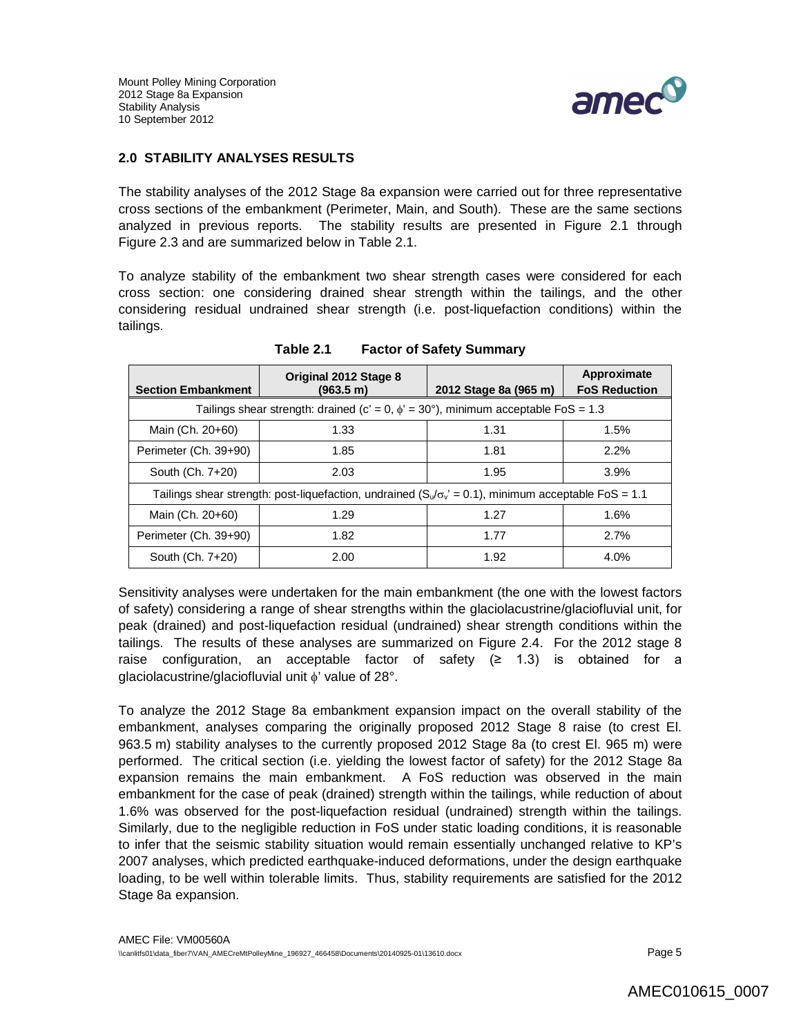## 2.0 STABILITY ANALYSES RESULTS

The stability analyses of the 2012 Stage 8a expansion were carried out for three representative cross sections of the embankment (Perimeter, Main, and South). These are the same sections analyzed in previous reports. The stability results are presented in Figure 2.1 through Figure 2.3 and are summarized below in Table 2.1.

To analyze stability of the embankment two shear strength cases were considered for each cross section: one considering drained shear strength within the tailings, and the other considering residual undrained shear strength (i.e. post-liquefaction conditions) within the tailings.

**Table 2.1 Factor of Safety Summary**

| Section Embankment | Original 2012 Stage 8 (963.5 m) | 2012 Stage 8a (965 m) | Approximate FoS Reduction |
|---|---|---|---|
| Tailings shear strength: drained ($c' = 0$, $\phi' = 30°$), minimum acceptable FoS = 1.3 | | | |
| Main (Ch. 20+60) | 1.33 | 1.31 | 1.5% |
| Perimeter (Ch. 39+90) | 1.85 | 1.81 | 2.2% |
| South (Ch. 7+20) | 2.03 | 1.95 | 3.9% |
| Tailings shear strength: post-liquefaction, undrained ($S_u/\sigma_v' = 0.1$), minimum acceptable FoS = 1.1 | | | |
| Main (Ch. 20+60) | 1.29 | 1.27 | 1.6% |
| Perimeter (Ch. 39+90) | 1.82 | 1.77 | 2.7% |
| South (Ch. 7+20) | 2.00 | 1.92 | 4.0% |

Sensitivity analyses were undertaken for the main embankment (the one with the lowest factors of safety) considering a range of shear strengths within the glaciolacustrine/glaciofluvial unit, for peak (drained) and post-liquefaction residual (undrained) shear strength conditions within the tailings. The results of these analyses are summarized on Figure 2.4. For the 2012 stage 8 raise configuration, an acceptable factor of safety (≥ 1.3) is obtained for a glaciolacustrine/glaciofluvial unit $\phi'$ value of 28°.

To analyze the 2012 Stage 8a embankment expansion impact on the overall stability of the embankment, analyses comparing the originally proposed 2012 Stage 8 raise (to crest El. 963.5 m) stability analyses to the currently proposed 2012 Stage 8a (to crest El. 965 m) were performed. The critical section (i.e. yielding the lowest factor of safety) for the 2012 Stage 8a expansion remains the main embankment. A FoS reduction was observed in the main embankment for the case of peak (drained) strength within the tailings, while reduction of about 1.6% was observed for the post-liquefaction residual (undrained) strength within the tailings. Similarly, due to the negligible reduction in FoS under static loading conditions, it is reasonable to infer that the seismic stability situation would remain essentially unchanged relative to KP's 2007 analyses, which predicted earthquake-induced deformations, under the design earthquake loading, to be well within tolerable limits. Thus, stability requirements are satisfied for the 2012 Stage 8a expansion.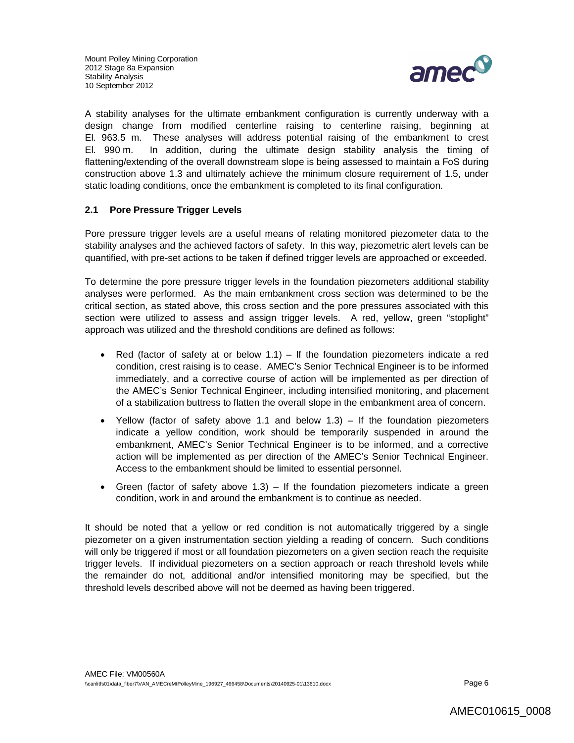A stability analyses for the ultimate embankment configuration is currently underway with a design change from modified centerline raising to centerline raising, beginning at El. 963.5 m. These analyses will address potential raising of the embankment to crest El. 990 m. In addition, during the ultimate design stability analysis the timing of flattening/extending of the overall downstream slope is being assessed to maintain a FoS during construction above 1.3 and ultimately achieve the minimum closure requirement of 1.5, under static loading conditions, once the embankment is completed to its final configuration.

### 2.1 Pore Pressure Trigger Levels

Pore pressure trigger levels are a useful means of relating monitored piezometer data to the stability analyses and the achieved factors of safety. In this way, piezometric alert levels can be quantified, with pre-set actions to be taken if defined trigger levels are approached or exceeded.

To determine the pore pressure trigger levels in the foundation piezometers additional stability analyses were performed. As the main embankment cross section was determined to be the critical section, as stated above, this cross section and the pore pressures associated with this section were utilized to assess and assign trigger levels. A red, yellow, green "stoplight" approach was utilized and the threshold conditions are defined as follows:

- Red (factor of safety at or below 1.1) – If the foundation piezometers indicate a red condition, crest raising is to cease. AMEC's Senior Technical Engineer is to be informed immediately, and a corrective course of action will be implemented as per direction of the AMEC's Senior Technical Engineer, including intensified monitoring, and placement of a stabilization buttress to flatten the overall slope in the embankment area of concern.
- Yellow (factor of safety above 1.1 and below 1.3) – If the foundation piezometers indicate a yellow condition, work should be temporarily suspended in around the embankment, AMEC's Senior Technical Engineer is to be informed, and a corrective action will be implemented as per direction of the AMEC's Senior Technical Engineer. Access to the embankment should be limited to essential personnel.
- Green (factor of safety above 1.3) – If the foundation piezometers indicate a green condition, work in and around the embankment is to continue as needed.

It should be noted that a yellow or red condition is not automatically triggered by a single piezometer on a given instrumentation section yielding a reading of concern. Such conditions will only be triggered if most or all foundation piezometers on a given section reach the requisite trigger levels. If individual piezometers on a section approach or reach threshold levels while the remainder do not, additional and/or intensified monitoring may be specified, but the threshold levels described above will not be deemed as having been triggered.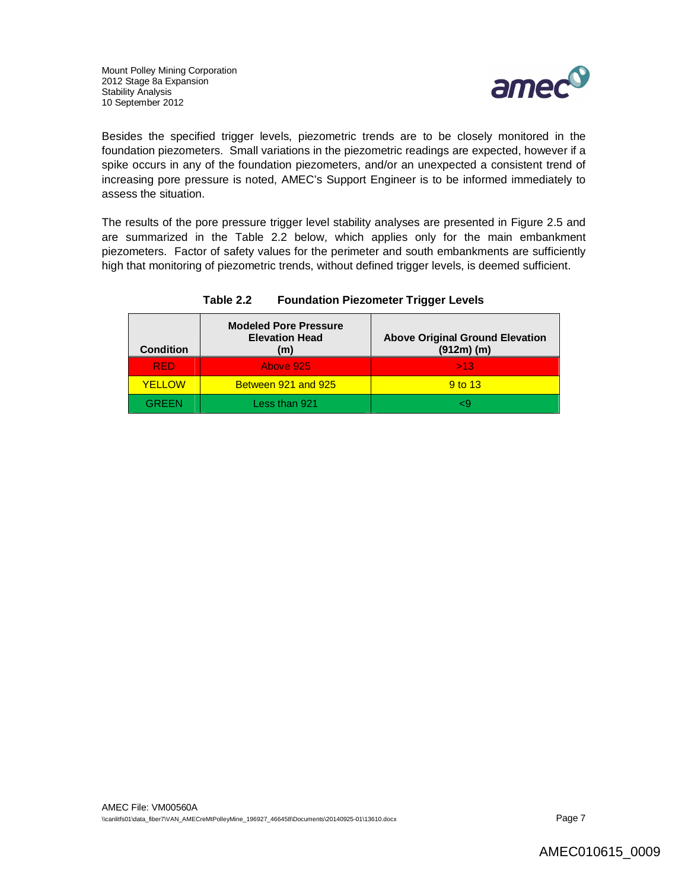Besides the specified trigger levels, piezometric trends are to be closely monitored in the foundation piezometers. Small variations in the piezometric readings are expected, however if a spike occurs in any of the foundation piezometers, and/or an unexpected a consistent trend of increasing pore pressure is noted, AMEC's Support Engineer is to be informed immediately to assess the situation.

The results of the pore pressure trigger level stability analyses are presented in Figure 2.5 and are summarized in the Table 2.2 below, which applies only for the main embankment piezometers. Factor of safety values for the perimeter and south embankments are sufficiently high that monitoring of piezometric trends, without defined trigger levels, is deemed sufficient.

**Table 2.2 Foundation Piezometer Trigger Levels**

| Condition | Modeled Pore Pressure Elevation Head (m) | Above Original Ground Elevation (912m) (m) |
|---|---|---|
| RED | Above 925 | >13 |
| YELLOW | Between 921 and 925 | 9 to 13 |
| GREEN | Less than 921 | <9 |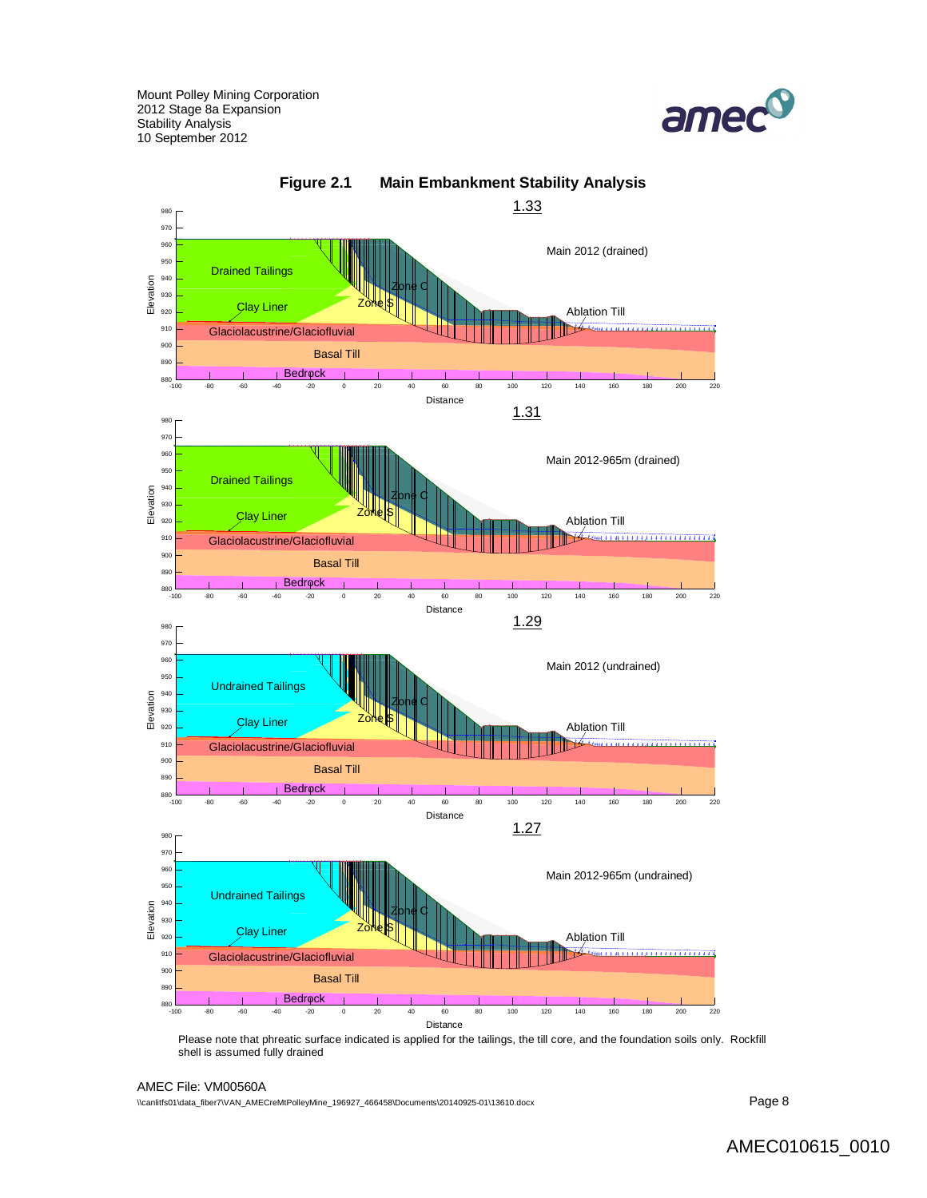**Figure 2.1 Main Embankment Stability Analysis**

1.33

Main 2012 (drained)

1.31

Main 2012-965m (drained)

1.29

Main 2012 (undrained)

1.27

Main 2012-965m (undrained)

Please note that phreatic surface indicated is applied for the tailings, the till core, and the foundation soils only. Rockfill shell is assumed fully drained

AMEC File: VM00560A

\\canlitfs01\data_fiber7\VAN_AMECreMtPolleyMine_196927_466458\Documents\20140925-01\13610.docx

AMEC010615_0010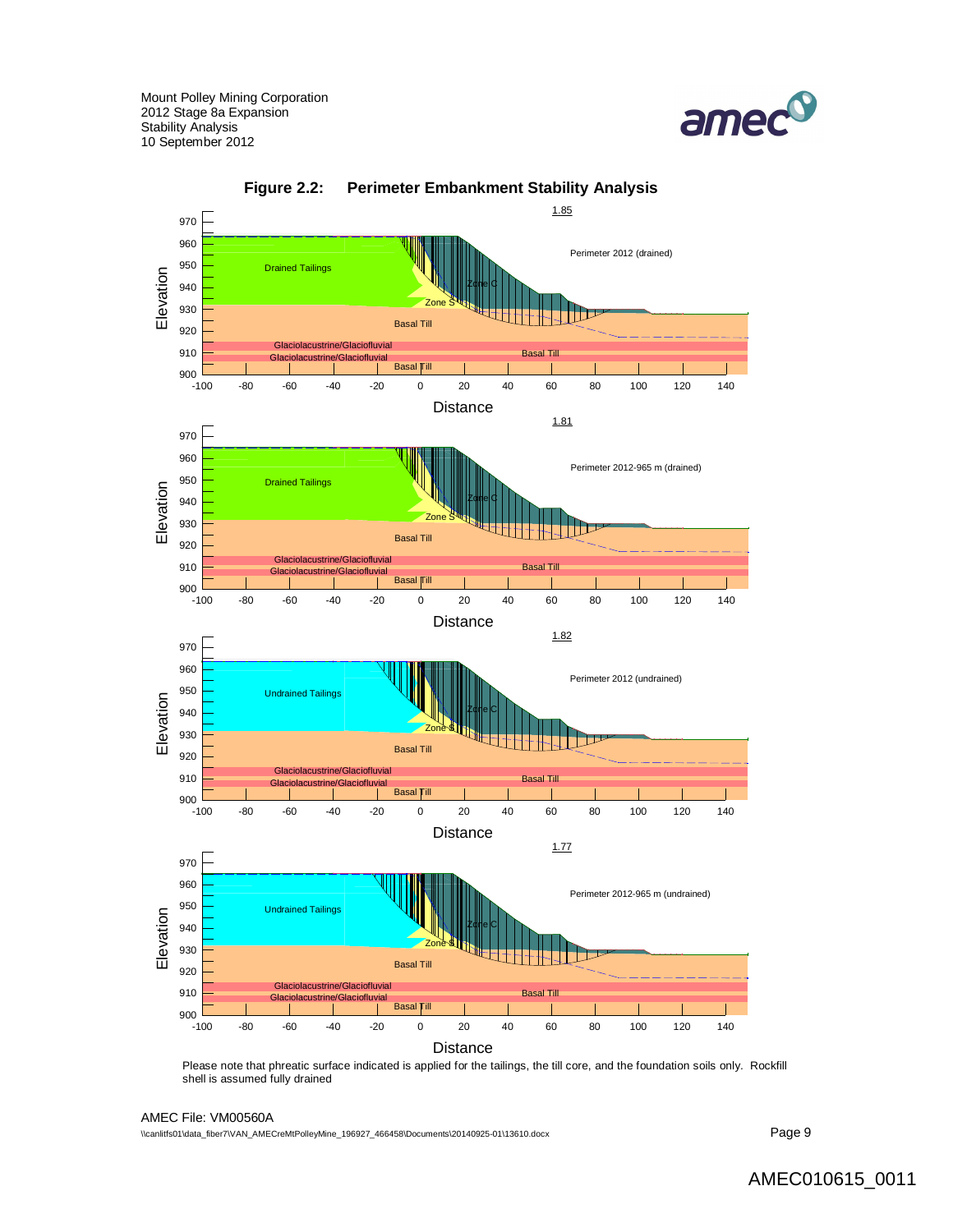**Figure 2.2: Perimeter Embankment Stability Analysis**

Please note that phreatic surface indicated is applied for the tailings, the till core, and the foundation soils only. Rockfill shell is assumed fully drained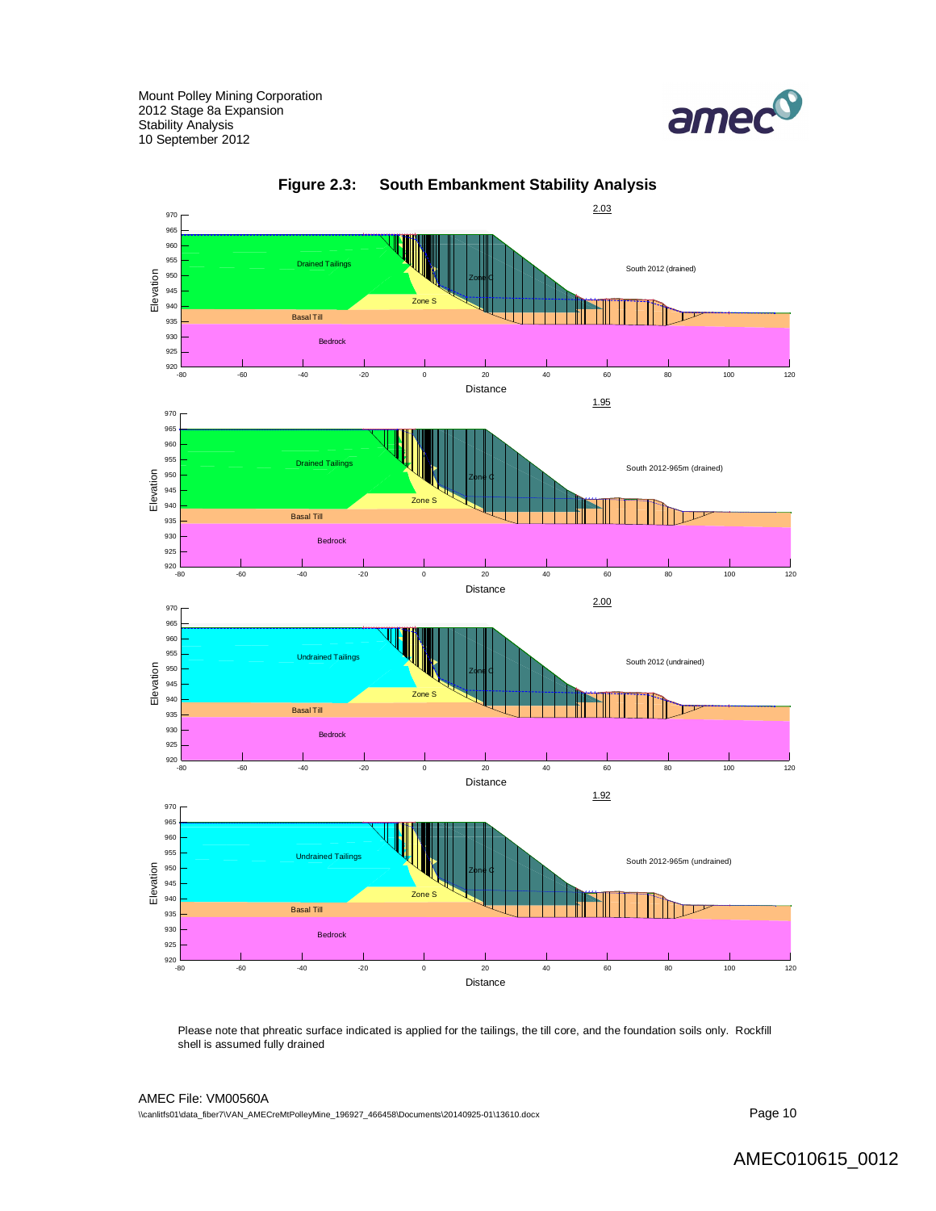**Figure 2.3: South Embankment Stability Analysis**

Please note that phreatic surface indicated is applied for the tailings, the till core, and the foundation soils only. Rockfill shell is assumed fully drained

AMEC File: VM00560A

\\canlitfs01\data_fiber7\VAN_AMECreMtPolleyMine_196927_466458\Documents\20140925-01\13610.docx

AMEC010615_0012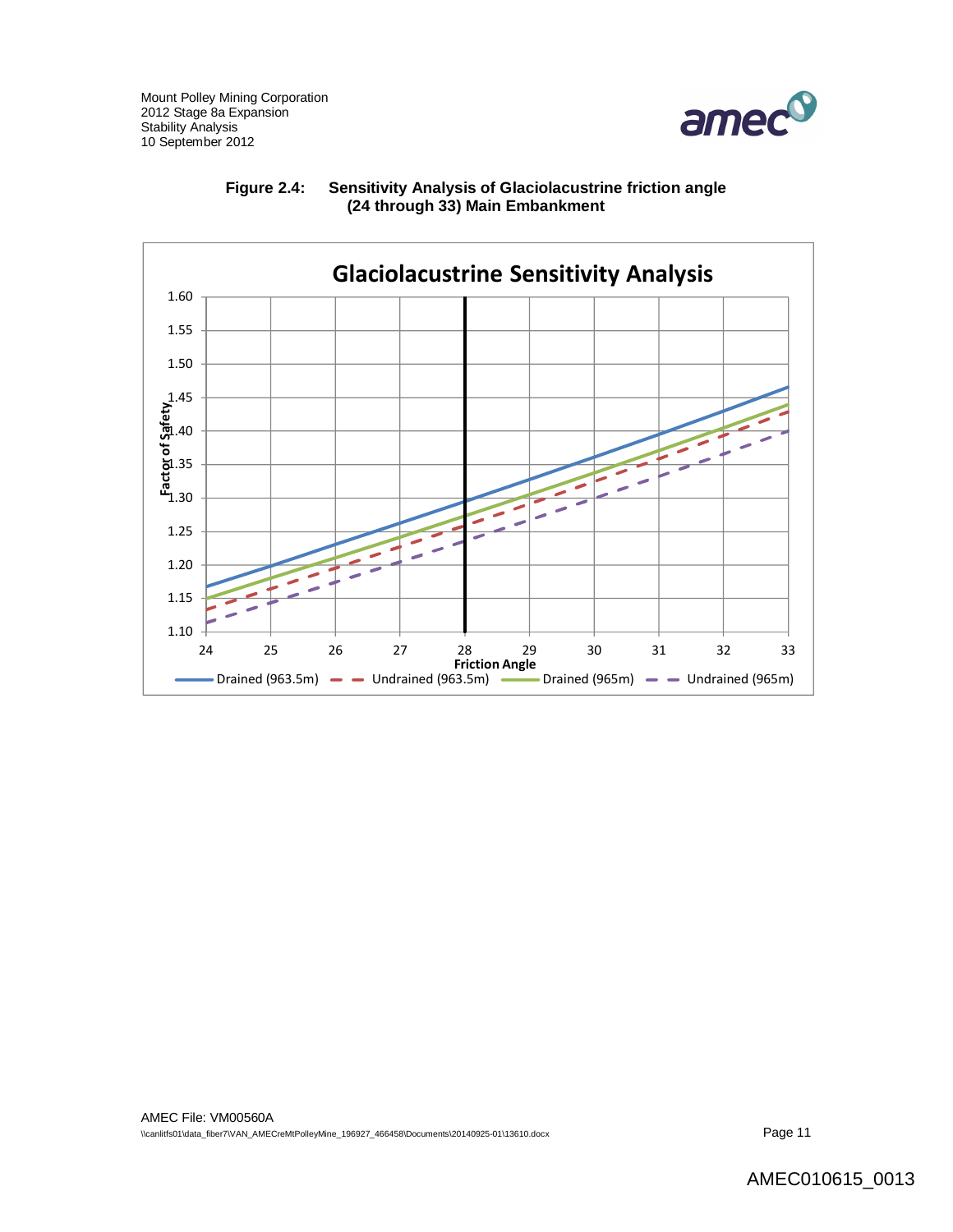**Figure 2.4: Sensitivity Analysis of Glaciolacustrine friction angle (24 through 33) Main Embankment**

Glaciolacustrine Sensitivity Analysis

Factor of Safety (1.10 – 1.60) vs. Friction Angle (24 – 33)

Drained (963.5m) — Undrained (963.5m) — Drained (965m) — Undrained (965m)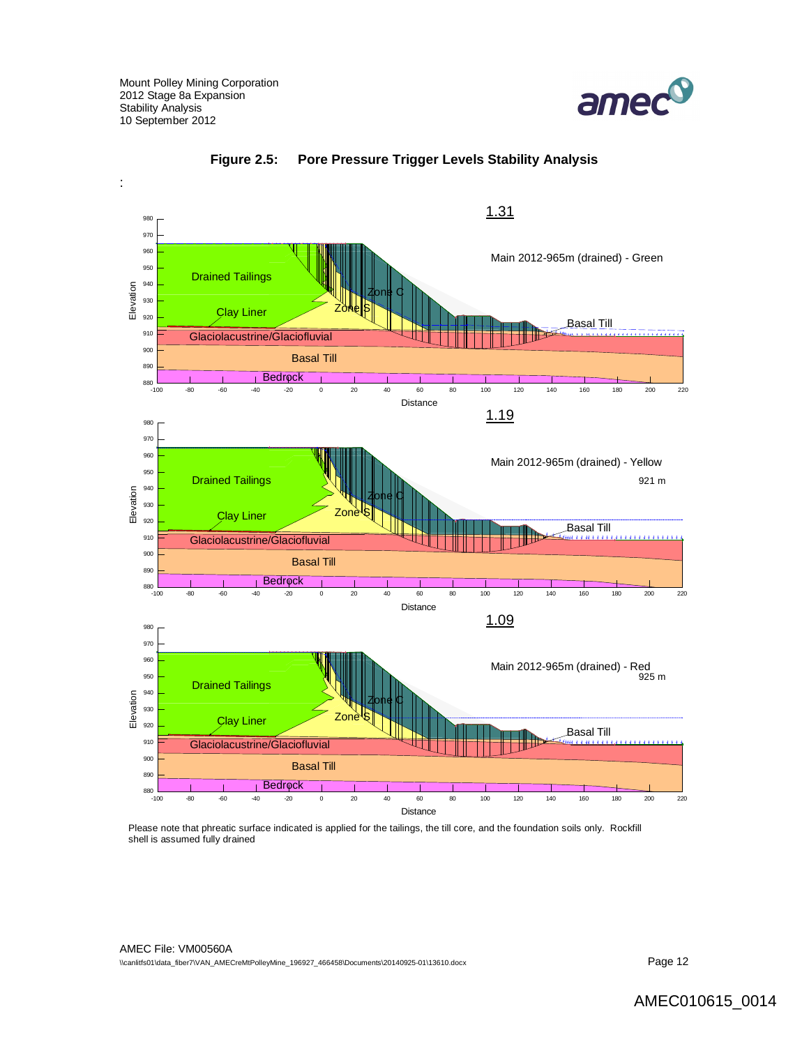**Figure 2.5: Pore Pressure Trigger Levels Stability Analysis**

:

1.31

Main 2012-965m (drained) - Green

Drained Tailings

Zone C

Zone S

Clay Liner

Basal Till

Glaciolacustrine/Glaciofluvial

Basal Till

Bedrock

1.19

Main 2012-965m (drained) - Yellow

921 m

Drained Tailings

Zone C

Zone S

Clay Liner

Basal Till

Glaciolacustrine/Glaciofluvial

Basal Till

Bedrock

1.09

Main 2012-965m (drained) - Red

925 m

Drained Tailings

Zone C

Zone S

Clay Liner

Basal Till

Glaciolacustrine/Glaciofluvial

Basal Till

Bedrock

Please note that phreatic surface indicated is applied for the tailings, the till core, and the foundation soils only. Rockfill shell is assumed fully drained

AMEC File: VM00560A

\\canlitfs01\data_fiber7\VAN_AMECreMtPolleyMine_196927_466458\Documents\20140925-01\13610.docx

AMEC010615_0014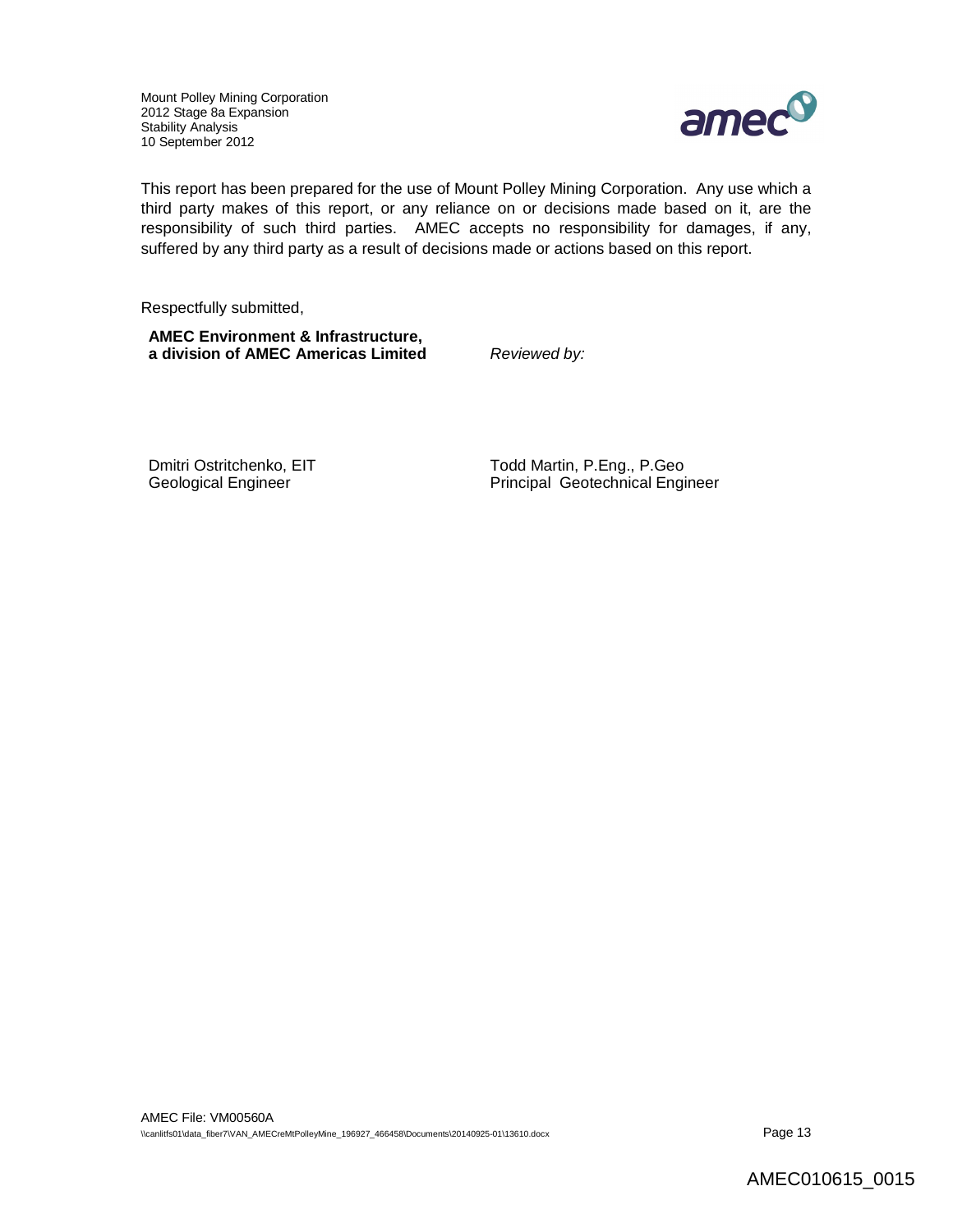This report has been prepared for the use of Mount Polley Mining Corporation. Any use which a third party makes of this report, or any reliance on or decisions made based on it, are the responsibility of such third parties. AMEC accepts no responsibility for damages, if any, suffered by any third party as a result of decisions made or actions based on this report.

Respectfully submitted,

**AMEC Environment & Infrastructure,**
**a division of AMEC Americas Limited**

*Reviewed by:*

Dmitri Ostritchenko, EIT
Geological Engineer

Todd Martin, P.Eng., P.Geo
Principal Geotechnical Engineer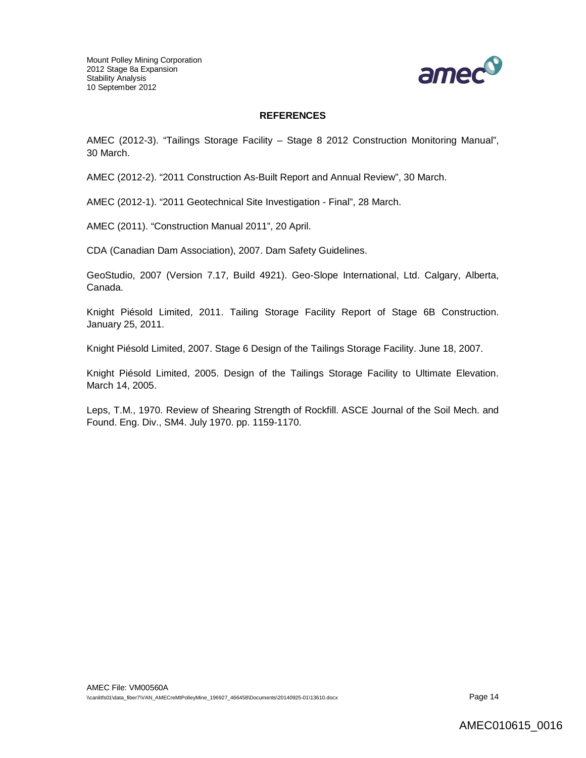## REFERENCES

AMEC (2012-3). "Tailings Storage Facility – Stage 8 2012 Construction Monitoring Manual", 30 March.

AMEC (2012-2). "2011 Construction As-Built Report and Annual Review", 30 March.

AMEC (2012-1). "2011 Geotechnical Site Investigation - Final", 28 March.

AMEC (2011). "Construction Manual 2011", 20 April.

CDA (Canadian Dam Association), 2007. Dam Safety Guidelines.

GeoStudio, 2007 (Version 7.17, Build 4921). Geo-Slope International, Ltd. Calgary, Alberta, Canada.

Knight Piésold Limited, 2011. Tailing Storage Facility Report of Stage 6B Construction. January 25, 2011.

Knight Piésold Limited, 2007. Stage 6 Design of the Tailings Storage Facility. June 18, 2007.

Knight Piésold Limited, 2005. Design of the Tailings Storage Facility to Ultimate Elevation. March 14, 2005.

Leps, T.M., 1970. Review of Shearing Strength of Rockfill. ASCE Journal of the Soil Mech. and Found. Eng. Div., SM4. July 1970. pp. 1159-1170.